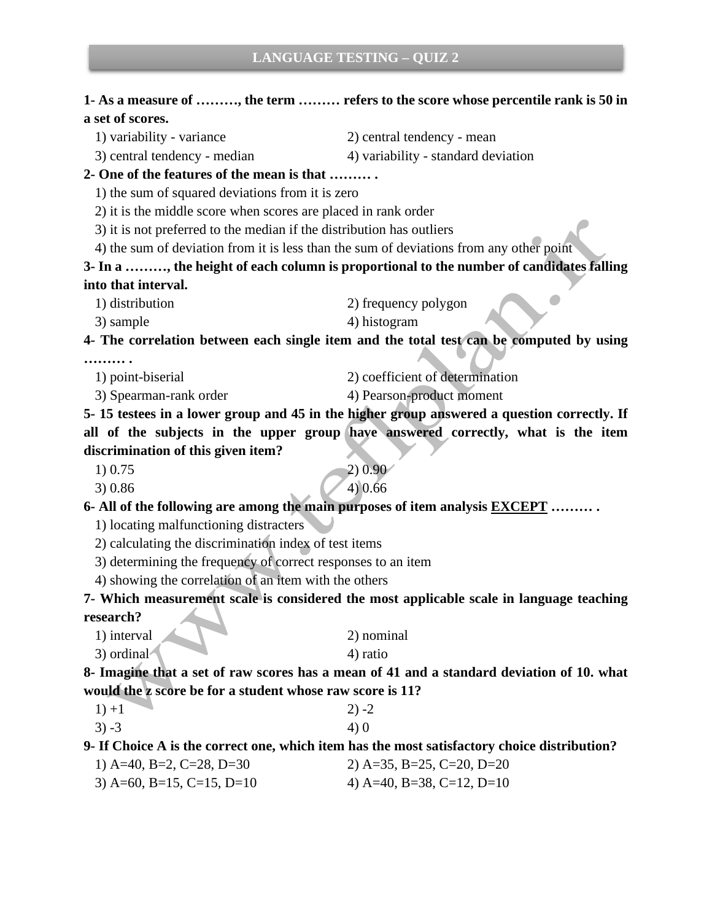# LANGUAGE TESTING – QUIZ 2

**1- As a measure of ………, the term ……… refers to the score whose percentile rank is 50 in a set of scores.**

1) variability - variance
2) central tendency - mean
3) central tendency - median
4) variability - standard deviation

**2- One of the features of the mean is that ……… .**

1) the sum of squared deviations from it is zero
2) it is the middle score when scores are placed in rank order
3) it is not preferred to the median if the distribution has outliers
4) the sum of deviation from it is less than the sum of deviations from any other point

**3- In a ………, the height of each column is proportional to the number of candidates falling into that interval.**

1) distribution
2) frequency polygon
3) sample
4) histogram

**4- The correlation between each single item and the total test can be computed by using ……… .**

1) point-biserial
2) coefficient of determination
3) Spearman-rank order
4) Pearson-product moment

**5- 15 testees in a lower group and 45 in the higher group answered a question correctly. If all of the subjects in the upper group have answered correctly, what is the item discrimination of this given item?**

1) 0.75
2) 0.90
3) 0.86
4) 0.66

**6- All of the following are among the main purposes of item analysis <u>EXCEPT</u> ……… .**

1) locating malfunctioning distracters
2) calculating the discrimination index of test items
3) determining the frequency of correct responses to an item
4) showing the correlation of an item with the others

**7- Which measurement scale is considered the most applicable scale in language teaching research?**

1) interval
2) nominal
3) ordinal
4) ratio

**8- Imagine that a set of raw scores has a mean of 41 and a standard deviation of 10. what would the z score be for a student whose raw score is 11?**

1) +1
2) -2
3) -3
4) 0

**9- If Choice A is the correct one, which item has the most satisfactory choice distribution?**

1) A=40, B=2, C=28, D=30
2) A=35, B=25, C=20, D=20
3) A=60, B=15, C=15, D=10
4) A=40, B=38, C=12, D=10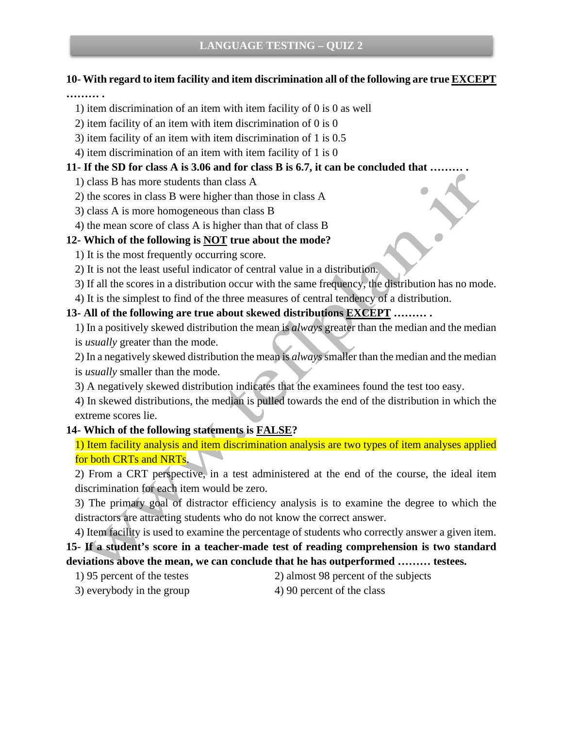## LANGUAGE TESTING – QUIZ 2

**10- With regard to item facility and item discrimination all of the following are true EXCEPT ……… .**

1) item discrimination of an item with item facility of 0 is 0 as well
2) item facility of an item with item discrimination of 0 is 0
3) item facility of an item with item discrimination of 1 is 0.5
4) item discrimination of an item with item facility of 1 is 0

**11- If the SD for class A is 3.06 and for class B is 6.7, it can be concluded that ……… .**

1) class B has more students than class A
2) the scores in class B were higher than those in class A
3) class A is more homogeneous than class B
4) the mean score of class A is higher than that of class B

**12- Which of the following is NOT true about the mode?**

1) It is the most frequently occurring score.
2) It is not the least useful indicator of central value in a distribution.
3) If all the scores in a distribution occur with the same frequency, the distribution has no mode.
4) It is the simplest to find of the three measures of central tendency of a distribution.

**13- All of the following are true about skewed distributions EXCEPT ……… .**

1) In a positively skewed distribution the mean is *always* greater than the median and the median is *usually* greater than the mode.
2) In a negatively skewed distribution the mean is *always* smaller than the median and the median is *usually* smaller than the mode.
3) A negatively skewed distribution indicates that the examinees found the test too easy.
4) In skewed distributions, the median is pulled towards the end of the distribution in which the extreme scores lie.

**14- Which of the following statements is FALSE?**

1) Item facility analysis and item discrimination analysis are two types of item analyses applied for both CRTs and NRTs.
2) From a CRT perspective, in a test administered at the end of the course, the ideal item discrimination for each item would be zero.
3) The primary goal of distractor efficiency analysis is to examine the degree to which the distractors are attracting students who do not know the correct answer.
4) Item facility is used to examine the percentage of students who correctly answer a given item.

**15- If a student's score in a teacher-made test of reading comprehension is two standard deviations above the mean, we can conclude that he has outperformed ……… testees.**

1) 95 percent of the testes
2) almost 98 percent of the subjects
3) everybody in the group
4) 90 percent of the class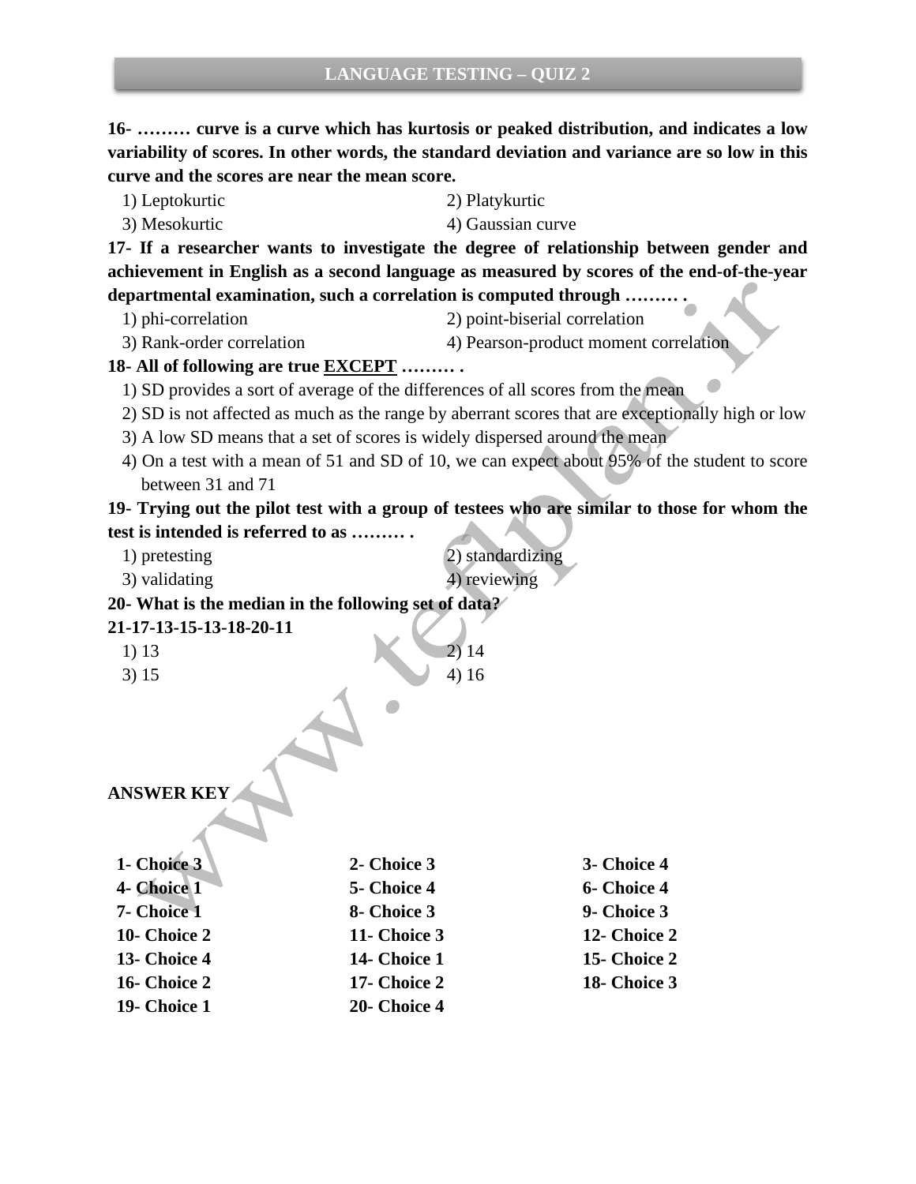**16- ……… curve is a curve which has kurtosis or peaked distribution, and indicates a low variability of scores. In other words, the standard deviation and variance are so low in this curve and the scores are near the mean score.**

1) Leptokurtic
2) Platykurtic
3) Mesokurtic
4) Gaussian curve

**17- If a researcher wants to investigate the degree of relationship between gender and achievement in English as a second language as measured by scores of the end-of-the-year departmental examination, such a correlation is computed through ……… .**

1) phi-correlation
2) point-biserial correlation
3) Rank-order correlation
4) Pearson-product moment correlation

**18- All of following are true <u>EXCEPT</u> ……… .**

1) SD provides a sort of average of the differences of all scores from the mean
2) SD is not affected as much as the range by aberrant scores that are exceptionally high or low
3) A low SD means that a set of scores is widely dispersed around the mean
4) On a test with a mean of 51 and SD of 10, we can expect about 95% of the student to score between 31 and 71

**19- Trying out the pilot test with a group of testees who are similar to those for whom the test is intended is referred to as ……… .**

1) pretesting
2) standardizing
3) validating
4) reviewing

**20- What is the median in the following set of data?**
**21-17-13-15-13-18-20-11**

1) 13
2) 14
3) 15
4) 16

**ANSWER KEY**

| | | |
|---|---|---|
| **1- Choice 3** | **2- Choice 3** | **3- Choice 4** |
| **4- Choice 1** | **5- Choice 4** | **6- Choice 4** |
| **7- Choice 1** | **8- Choice 3** | **9- Choice 3** |
| **10- Choice 2** | **11- Choice 3** | **12- Choice 2** |
| **13- Choice 4** | **14- Choice 1** | **15- Choice 2** |
| **16- Choice 2** | **17- Choice 2** | **18- Choice 3** |
| **19- Choice 1** | **20- Choice 4** | |